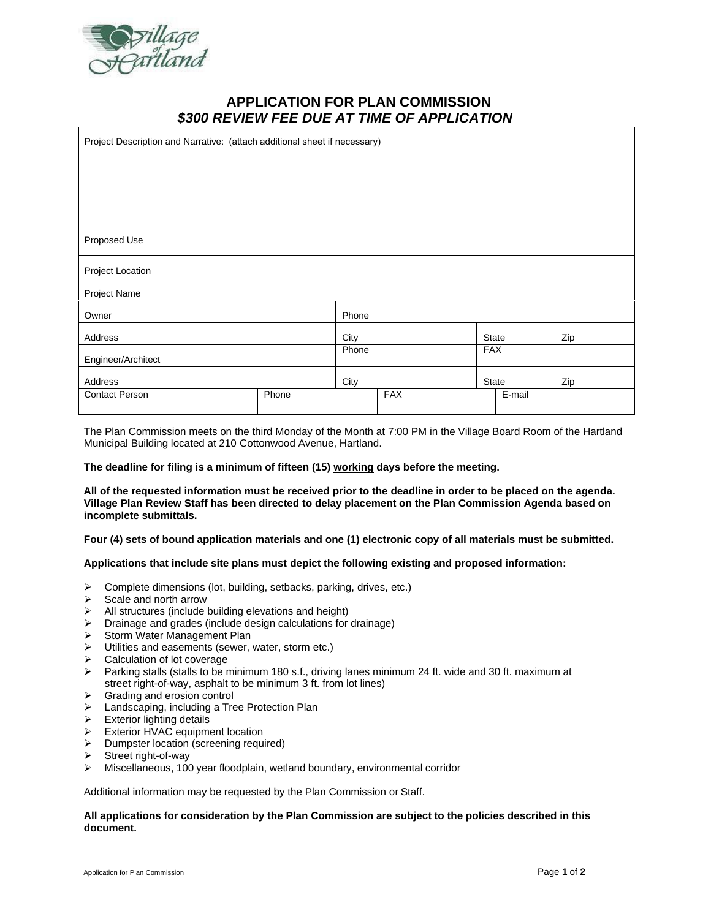Village of Hartland

# APPLICATION FOR PLAN COMMISSION

## *$300 REVIEW FEE DUE AT TIME OF APPLICATION*

| Project Description and Narrative: (attach additional sheet if necessary) | | | | | |
|---|---|---|---|---|---|
| Proposed Use | | | | | |
| Project Location | | | | | |
| Project Name | | | | | |
| Owner | | Phone | | | |
| Address | | City | | State | Zip |
| Engineer/Architect | | Phone | | FAX | |
| Address | | City | | State | Zip |
| Contact Person | Phone | | FAX | E-mail | |

The Plan Commission meets on the third Monday of the Month at 7:00 PM in the Village Board Room of the Hartland Municipal Building located at 210 Cottonwood Avenue, Hartland.

**The deadline for filing is a minimum of fifteen (15) working days before the meeting.**

**All of the requested information must be received prior to the deadline in order to be placed on the agenda. Village Plan Review Staff has been directed to delay placement on the Plan Commission Agenda based on incomplete submittals.**

**Four (4) sets of bound application materials and one (1) electronic copy of all materials must be submitted.**

**Applications that include site plans must depict the following existing and proposed information:**

- Complete dimensions (lot, building, setbacks, parking, drives, etc.)
- Scale and north arrow
- All structures (include building elevations and height)
- Drainage and grades (include design calculations for drainage)
- Storm Water Management Plan
- Utilities and easements (sewer, water, storm etc.)
- Calculation of lot coverage
- Parking stalls (stalls to be minimum 180 s.f., driving lanes minimum 24 ft. wide and 30 ft. maximum at street right-of-way, asphalt to be minimum 3 ft. from lot lines)
- Grading and erosion control
- Landscaping, including a Tree Protection Plan
- Exterior lighting details
- Exterior HVAC equipment location
- Dumpster location (screening required)
- Street right-of-way
- Miscellaneous, 100 year floodplain, wetland boundary, environmental corridor

Additional information may be requested by the Plan Commission or Staff.

**All applications for consideration by the Plan Commission are subject to the policies described in this document.**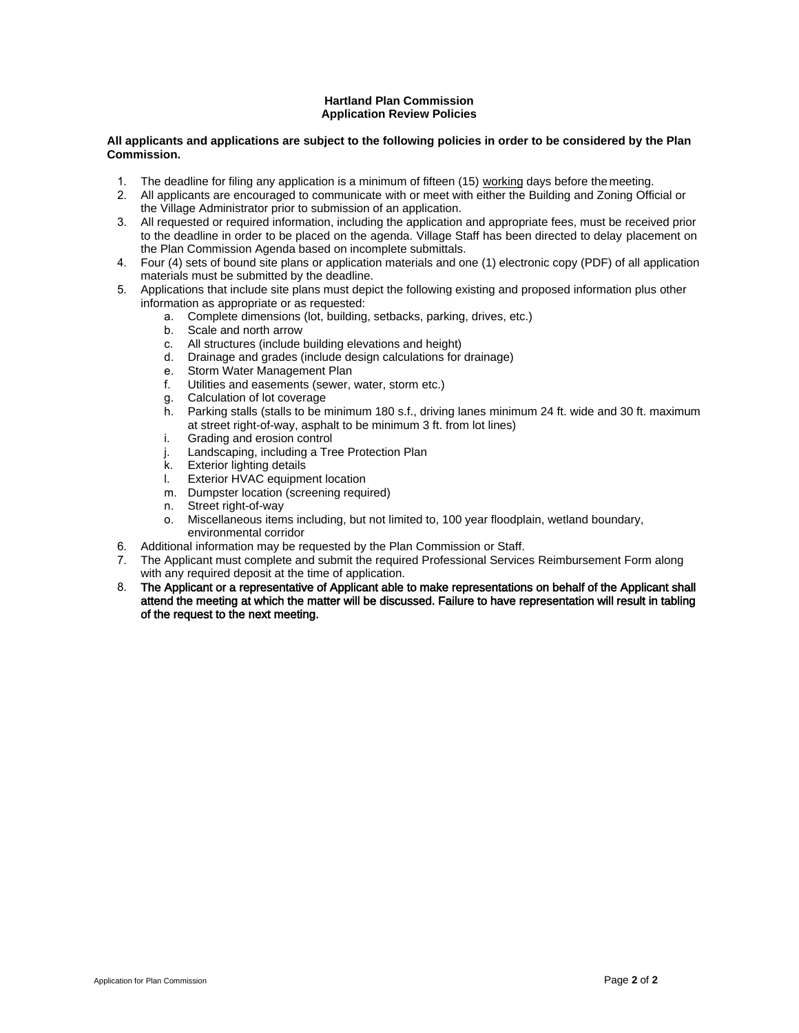**Hartland Plan Commission**
**Application Review Policies**

**All applicants and applications are subject to the following policies in order to be considered by the Plan Commission.**

1. The deadline for filing any application is a minimum of fifteen (15) working days before the meeting.
2. All applicants are encouraged to communicate with or meet with either the Building and Zoning Official or the Village Administrator prior to submission of an application.
3. All requested or required information, including the application and appropriate fees, must be received prior to the deadline in order to be placed on the agenda. Village Staff has been directed to delay placement on the Plan Commission Agenda based on incomplete submittals.
4. Four (4) sets of bound site plans or application materials and one (1) electronic copy (PDF) of all application materials must be submitted by the deadline.
5. Applications that include site plans must depict the following existing and proposed information plus other information as appropriate or as requested:
    a. Complete dimensions (lot, building, setbacks, parking, drives, etc.)
    b. Scale and north arrow
    c. All structures (include building elevations and height)
    d. Drainage and grades (include design calculations for drainage)
    e. Storm Water Management Plan
    f. Utilities and easements (sewer, water, storm etc.)
    g. Calculation of lot coverage
    h. Parking stalls (stalls to be minimum 180 s.f., driving lanes minimum 24 ft. wide and 30 ft. maximum at street right-of-way, asphalt to be minimum 3 ft. from lot lines)
    i. Grading and erosion control
    j. Landscaping, including a Tree Protection Plan
    k. Exterior lighting details
    l. Exterior HVAC equipment location
    m. Dumpster location (screening required)
    n. Street right-of-way
    o. Miscellaneous items including, but not limited to, 100 year floodplain, wetland boundary, environmental corridor
6. Additional information may be requested by the Plan Commission or Staff.
7. The Applicant must complete and submit the required Professional Services Reimbursement Form along with any required deposit at the time of application.
8. **The Applicant or a representative of Applicant able to make representations on behalf of the Applicant shall attend the meeting at which the matter will be discussed. Failure to have representation will result in tabling of the request to the next meeting.**